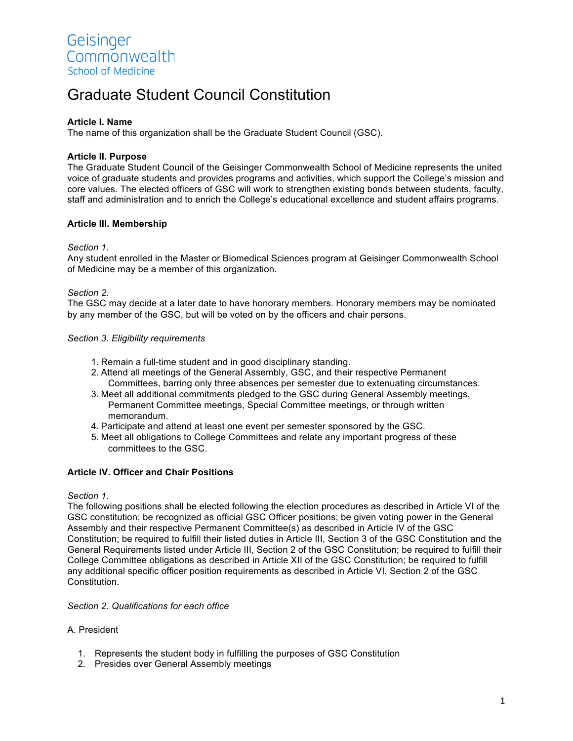Geisinger Commonwealth School of Medicine

# Graduate Student Council Constitution

**Article I. Name**
The name of this organization shall be the Graduate Student Council (GSC).

**Article II. Purpose**
The Graduate Student Council of the Geisinger Commonwealth School of Medicine represents the united voice of graduate students and provides programs and activities, which support the College's mission and core values. The elected officers of GSC will work to strengthen existing bonds between students, faculty, staff and administration and to enrich the College's educational excellence and student affairs programs.

**Article III. Membership**

*Section 1.*
Any student enrolled in the Master or Biomedical Sciences program at Geisinger Commonwealth School of Medicine may be a member of this organization.

*Section 2.*
The GSC may decide at a later date to have honorary members. Honorary members may be nominated by any member of the GSC, but will be voted on by the officers and chair persons.

*Section 3. Eligibility requirements*

1. Remain a full-time student and in good disciplinary standing.
2. Attend all meetings of the General Assembly, GSC, and their respective Permanent Committees, barring only three absences per semester due to extenuating circumstances.
3. Meet all additional commitments pledged to the GSC during General Assembly meetings, Permanent Committee meetings, Special Committee meetings, or through written memorandum.
4. Participate and attend at least one event per semester sponsored by the GSC.
5. Meet all obligations to College Committees and relate any important progress of these committees to the GSC.

**Article IV. Officer and Chair Positions**

*Section 1.*
The following positions shall be elected following the election procedures as described in Article VI of the GSC constitution; be recognized as official GSC Officer positions; be given voting power in the General Assembly and their respective Permanent Committee(s) as described in Article IV of the GSC Constitution; be required to fulfill their listed duties in Article III, Section 3 of the GSC Constitution and the General Requirements listed under Article III, Section 2 of the GSC Constitution; be required to fulfill their College Committee obligations as described in Article XII of the GSC Constitution; be required to fulfill any additional specific officer position requirements as described in Article VI, Section 2 of the GSC Constitution.

*Section 2. Qualifications for each office*

A. President

1. Represents the student body in fulfilling the purposes of GSC Constitution
2. Presides over General Assembly meetings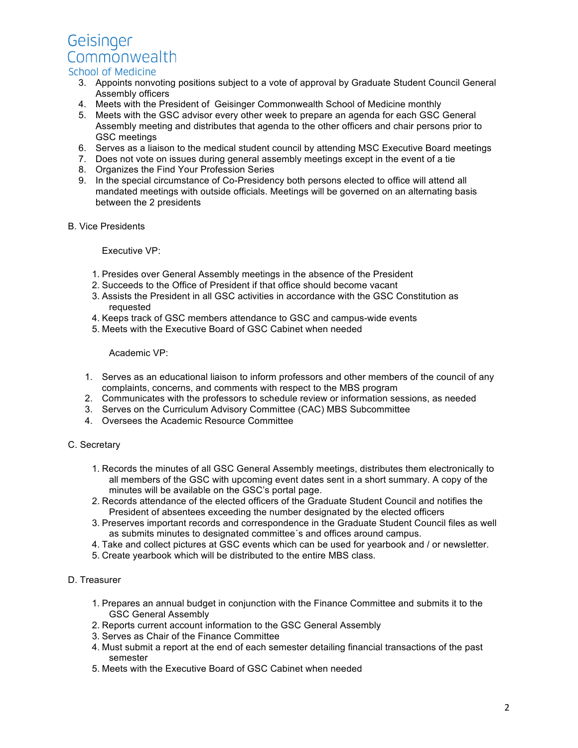3. Appoints nonvoting positions subject to a vote of approval by Graduate Student Council General Assembly officers
4. Meets with the President of Geisinger Commonwealth School of Medicine monthly
5. Meets with the GSC advisor every other week to prepare an agenda for each GSC General Assembly meeting and distributes that agenda to the other officers and chair persons prior to GSC meetings
6. Serves as a liaison to the medical student council by attending MSC Executive Board meetings
7. Does not vote on issues during general assembly meetings except in the event of a tie
8. Organizes the Find Your Profession Series
9. In the special circumstance of Co-Presidency both persons elected to office will attend all mandated meetings with outside officials. Meetings will be governed on an alternating basis between the 2 presidents

B. Vice Presidents

Executive VP:

1. Presides over General Assembly meetings in the absence of the President
2. Succeeds to the Office of President if that office should become vacant
3. Assists the President in all GSC activities in accordance with the GSC Constitution as requested
4. Keeps track of GSC members attendance to GSC and campus-wide events
5. Meets with the Executive Board of GSC Cabinet when needed

Academic VP:

1. Serves as an educational liaison to inform professors and other members of the council of any complaints, concerns, and comments with respect to the MBS program
2. Communicates with the professors to schedule review or information sessions, as needed
3. Serves on the Curriculum Advisory Committee (CAC) MBS Subcommittee
4. Oversees the Academic Resource Committee

C. Secretary

1. Records the minutes of all GSC General Assembly meetings, distributes them electronically to all members of the GSC with upcoming event dates sent in a short summary. A copy of the minutes will be available on the GSC's portal page.
2. Records attendance of the elected officers of the Graduate Student Council and notifies the President of absentees exceeding the number designated by the elected officers
3. Preserves important records and correspondence in the Graduate Student Council files as well as submits minutes to designated committee´s and offices around campus.
4. Take and collect pictures at GSC events which can be used for yearbook and / or newsletter.
5. Create yearbook which will be distributed to the entire MBS class.

D. Treasurer

1. Prepares an annual budget in conjunction with the Finance Committee and submits it to the GSC General Assembly
2. Reports current account information to the GSC General Assembly
3. Serves as Chair of the Finance Committee
4. Must submit a report at the end of each semester detailing financial transactions of the past semester
5. Meets with the Executive Board of GSC Cabinet when needed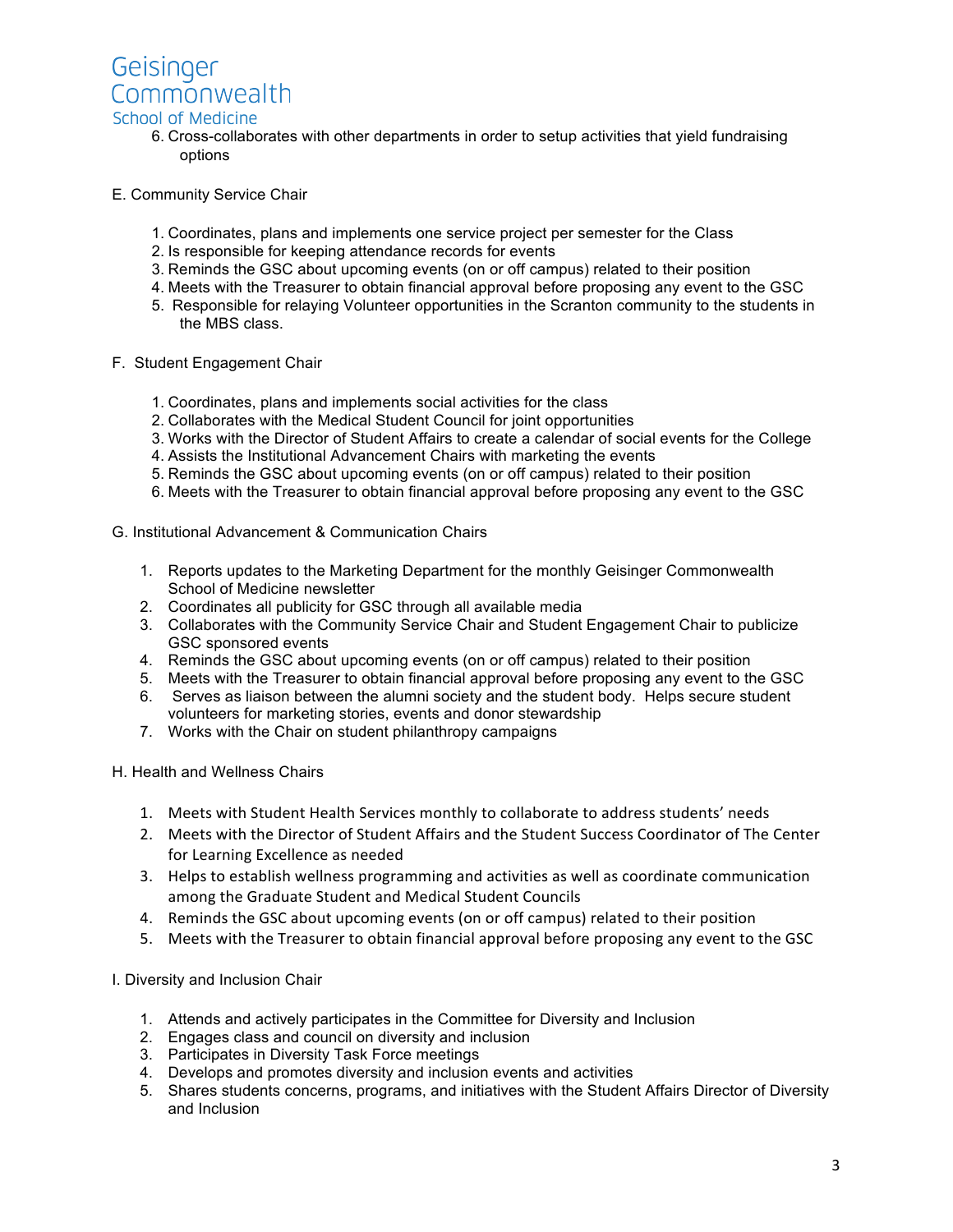6. Cross-collaborates with other departments in order to setup activities that yield fundraising options

E. Community Service Chair

1. Coordinates, plans and implements one service project per semester for the Class
2. Is responsible for keeping attendance records for events
3. Reminds the GSC about upcoming events (on or off campus) related to their position
4. Meets with the Treasurer to obtain financial approval before proposing any event to the GSC
5. Responsible for relaying Volunteer opportunities in the Scranton community to the students in the MBS class.

F. Student Engagement Chair

1. Coordinates, plans and implements social activities for the class
2. Collaborates with the Medical Student Council for joint opportunities
3. Works with the Director of Student Affairs to create a calendar of social events for the College
4. Assists the Institutional Advancement Chairs with marketing the events
5. Reminds the GSC about upcoming events (on or off campus) related to their position
6. Meets with the Treasurer to obtain financial approval before proposing any event to the GSC

G. Institutional Advancement & Communication Chairs

1. Reports updates to the Marketing Department for the monthly Geisinger Commonwealth School of Medicine newsletter
2. Coordinates all publicity for GSC through all available media
3. Collaborates with the Community Service Chair and Student Engagement Chair to publicize GSC sponsored events
4. Reminds the GSC about upcoming events (on or off campus) related to their position
5. Meets with the Treasurer to obtain financial approval before proposing any event to the GSC
6. Serves as liaison between the alumni society and the student body. Helps secure student volunteers for marketing stories, events and donor stewardship
7. Works with the Chair on student philanthropy campaigns

H. Health and Wellness Chairs

1. Meets with Student Health Services monthly to collaborate to address students' needs
2. Meets with the Director of Student Affairs and the Student Success Coordinator of The Center for Learning Excellence as needed
3. Helps to establish wellness programming and activities as well as coordinate communication among the Graduate Student and Medical Student Councils
4. Reminds the GSC about upcoming events (on or off campus) related to their position
5. Meets with the Treasurer to obtain financial approval before proposing any event to the GSC

I. Diversity and Inclusion Chair

1. Attends and actively participates in the Committee for Diversity and Inclusion
2. Engages class and council on diversity and inclusion
3. Participates in Diversity Task Force meetings
4. Develops and promotes diversity and inclusion events and activities
5. Shares students concerns, programs, and initiatives with the Student Affairs Director of Diversity and Inclusion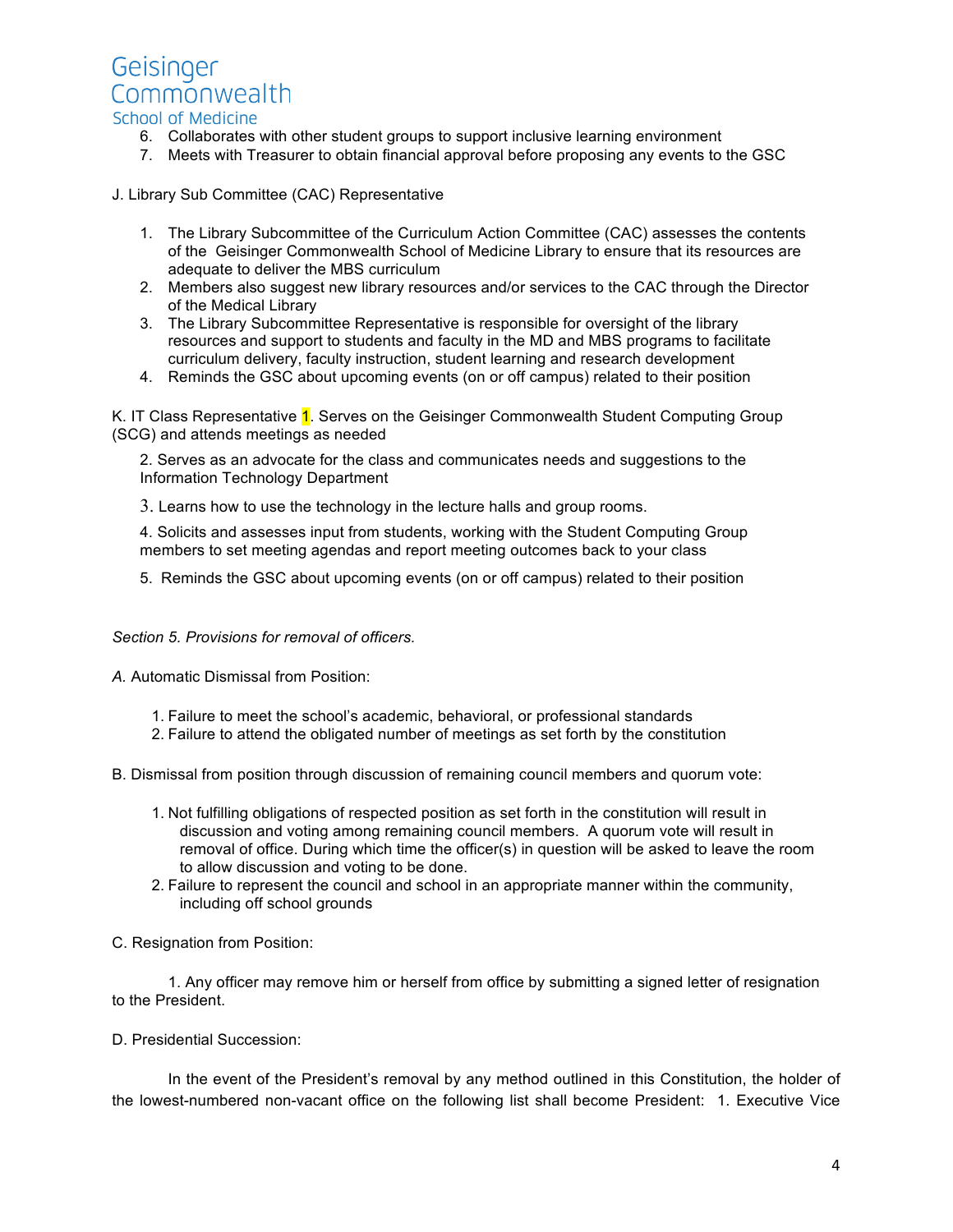6. Collaborates with other student groups to support inclusive learning environment
7. Meets with Treasurer to obtain financial approval before proposing any events to the GSC

J. Library Sub Committee (CAC) Representative

1. The Library Subcommittee of the Curriculum Action Committee (CAC) assesses the contents of the Geisinger Commonwealth School of Medicine Library to ensure that its resources are adequate to deliver the MBS curriculum
2. Members also suggest new library resources and/or services to the CAC through the Director of the Medical Library
3. The Library Subcommittee Representative is responsible for oversight of the library resources and support to students and faculty in the MD and MBS programs to facilitate curriculum delivery, faculty instruction, student learning and research development
4. Reminds the GSC about upcoming events (on or off campus) related to their position

K. IT Class Representative 1. Serves on the Geisinger Commonwealth Student Computing Group (SCG) and attends meetings as needed

2. Serves as an advocate for the class and communicates needs and suggestions to the Information Technology Department

3. Learns how to use the technology in the lecture halls and group rooms.

4. Solicits and assesses input from students, working with the Student Computing Group members to set meeting agendas and report meeting outcomes back to your class

5. Reminds the GSC about upcoming events (on or off campus) related to their position

*Section 5. Provisions for removal of officers.*

*A.* Automatic Dismissal from Position:

1. Failure to meet the school's academic, behavioral, or professional standards
2. Failure to attend the obligated number of meetings as set forth by the constitution

B. Dismissal from position through discussion of remaining council members and quorum vote:

1. Not fulfilling obligations of respected position as set forth in the constitution will result in discussion and voting among remaining council members. A quorum vote will result in removal of office. During which time the officer(s) in question will be asked to leave the room to allow discussion and voting to be done.
2. Failure to represent the council and school in an appropriate manner within the community, including off school grounds

C. Resignation from Position:

1. Any officer may remove him or herself from office by submitting a signed letter of resignation to the President.

D. Presidential Succession:

In the event of the President's removal by any method outlined in this Constitution, the holder of the lowest-numbered non-vacant office on the following list shall become President: 1. Executive Vice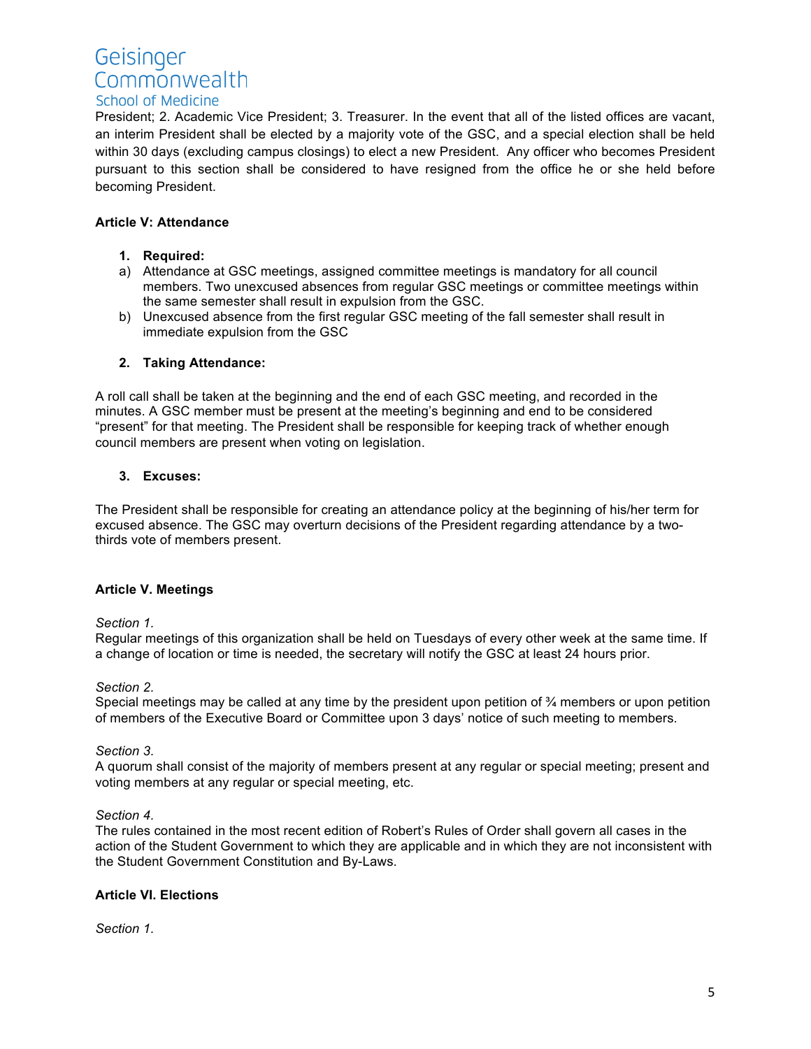President; 2. Academic Vice President; 3. Treasurer. In the event that all of the listed offices are vacant, an interim President shall be elected by a majority vote of the GSC, and a special election shall be held within 30 days (excluding campus closings) to elect a new President. Any officer who becomes President pursuant to this section shall be considered to have resigned from the office he or she held before becoming President.

### Article V: Attendance

1. **Required:**

a) Attendance at GSC meetings, assigned committee meetings is mandatory for all council members. Two unexcused absences from regular GSC meetings or committee meetings within the same semester shall result in expulsion from the GSC.

b) Unexcused absence from the first regular GSC meeting of the fall semester shall result in immediate expulsion from the GSC

2. **Taking Attendance:**

A roll call shall be taken at the beginning and the end of each GSC meeting, and recorded in the minutes. A GSC member must be present at the meeting's beginning and end to be considered "present" for that meeting. The President shall be responsible for keeping track of whether enough council members are present when voting on legislation.

3. **Excuses:**

The President shall be responsible for creating an attendance policy at the beginning of his/her term for excused absence. The GSC may overturn decisions of the President regarding attendance by a two-thirds vote of members present.

### Article V. Meetings

*Section 1.*

Regular meetings of this organization shall be held on Tuesdays of every other week at the same time. If a change of location or time is needed, the secretary will notify the GSC at least 24 hours prior.

*Section 2.*

Special meetings may be called at any time by the president upon petition of ¾ members or upon petition of members of the Executive Board or Committee upon 3 days' notice of such meeting to members.

*Section 3.*

A quorum shall consist of the majority of members present at any regular or special meeting; present and voting members at any regular or special meeting, etc.

*Section 4.*

The rules contained in the most recent edition of Robert's Rules of Order shall govern all cases in the action of the Student Government to which they are applicable and in which they are not inconsistent with the Student Government Constitution and By-Laws.

### Article VI. Elections

*Section 1.*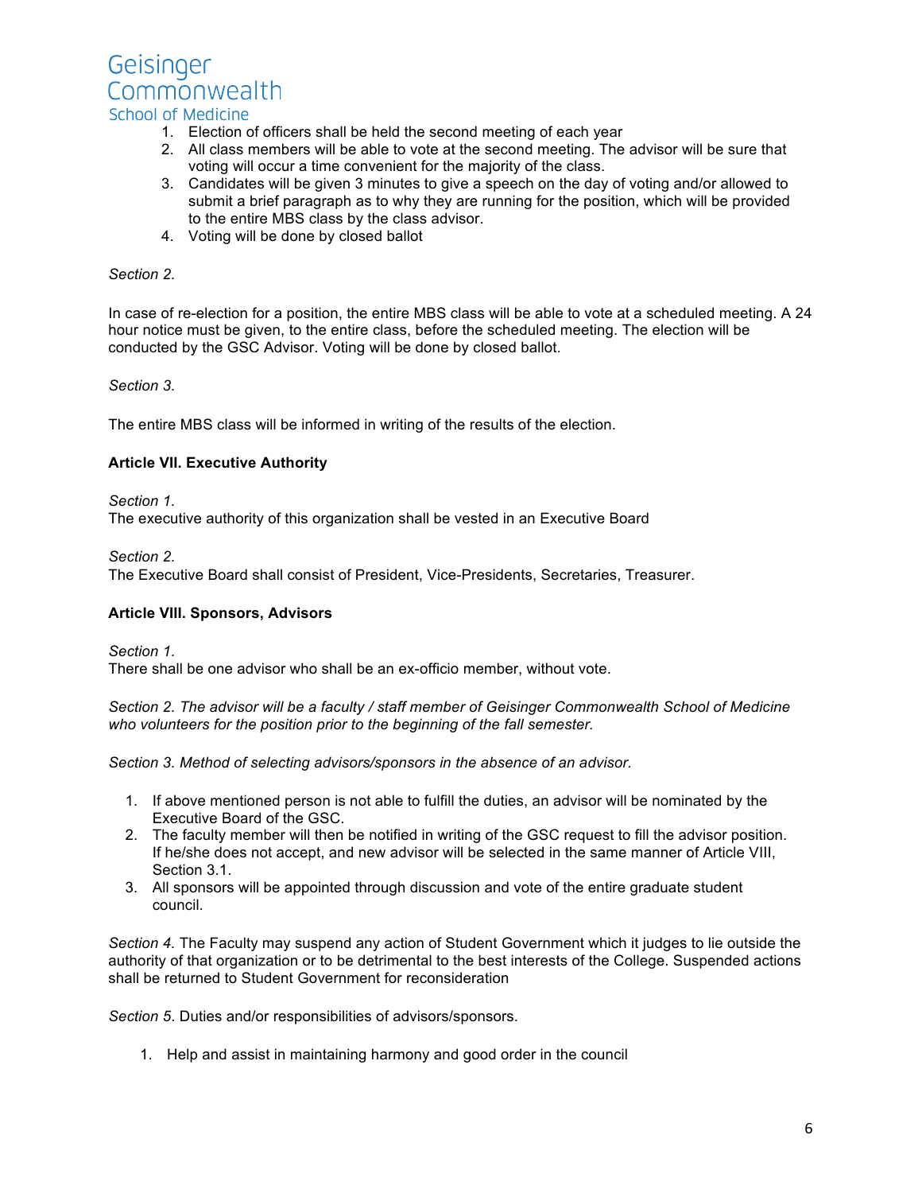1. Election of officers shall be held the second meeting of each year
2. All class members will be able to vote at the second meeting. The advisor will be sure that voting will occur a time convenient for the majority of the class.
3. Candidates will be given 3 minutes to give a speech on the day of voting and/or allowed to submit a brief paragraph as to why they are running for the position, which will be provided to the entire MBS class by the class advisor.
4. Voting will be done by closed ballot

*Section 2.*

In case of re-election for a position, the entire MBS class will be able to vote at a scheduled meeting. A 24 hour notice must be given, to the entire class, before the scheduled meeting. The election will be conducted by the GSC Advisor. Voting will be done by closed ballot.

*Section 3.*

The entire MBS class will be informed in writing of the results of the election.

**Article VII. Executive Authority**

*Section 1.*
The executive authority of this organization shall be vested in an Executive Board

*Section 2.*
The Executive Board shall consist of President, Vice-Presidents, Secretaries, Treasurer.

**Article VIII. Sponsors, Advisors**

*Section 1.*
There shall be one advisor who shall be an ex-officio member, without vote.

*Section 2. The advisor will be a faculty / staff member of Geisinger Commonwealth School of Medicine who volunteers for the position prior to the beginning of the fall semester.*

*Section 3. Method of selecting advisors/sponsors in the absence of an advisor.*

1. If above mentioned person is not able to fulfill the duties, an advisor will be nominated by the Executive Board of the GSC.
2. The faculty member will then be notified in writing of the GSC request to fill the advisor position. If he/she does not accept, and new advisor will be selected in the same manner of Article VIII, Section 3.1.
3. All sponsors will be appointed through discussion and vote of the entire graduate student council.

*Section 4.* The Faculty may suspend any action of Student Government which it judges to lie outside the authority of that organization or to be detrimental to the best interests of the College. Suspended actions shall be returned to Student Government for reconsideration

*Section 5.* Duties and/or responsibilities of advisors/sponsors.

1. Help and assist in maintaining harmony and good order in the council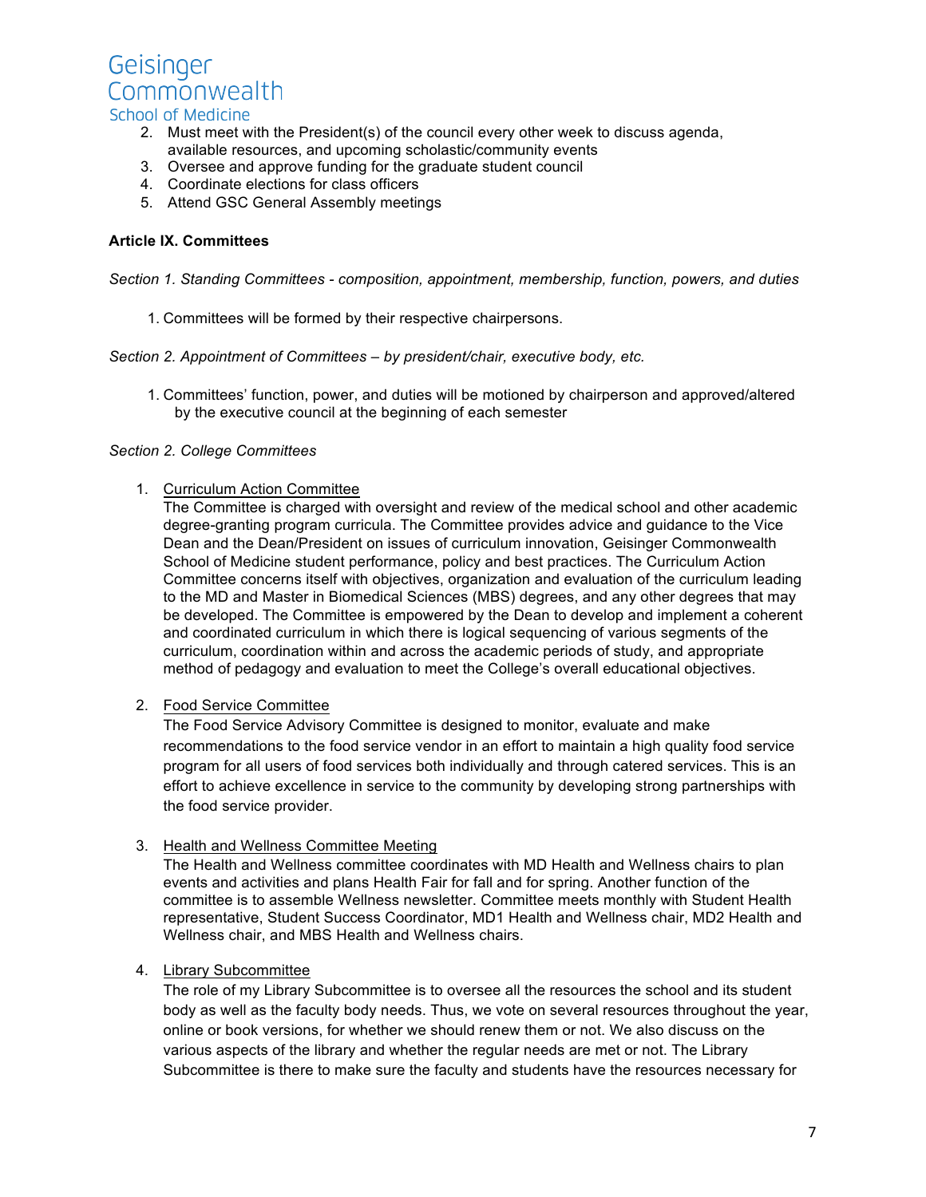2. Must meet with the President(s) of the council every other week to discuss agenda, available resources, and upcoming scholastic/community events
3. Oversee and approve funding for the graduate student council
4. Coordinate elections for class officers
5. Attend GSC General Assembly meetings

**Article IX. Committees**

*Section 1. Standing Committees - composition, appointment, membership, function, powers, and duties*

1. Committees will be formed by their respective chairpersons.

*Section 2. Appointment of Committees – by president/chair, executive body, etc.*

1. Committees' function, power, and duties will be motioned by chairperson and approved/altered by the executive council at the beginning of each semester

*Section 2. College Committees*

1. <u>Curriculum Action Committee</u>
   The Committee is charged with oversight and review of the medical school and other academic degree-granting program curricula. The Committee provides advice and guidance to the Vice Dean and the Dean/President on issues of curriculum innovation, Geisinger Commonwealth School of Medicine student performance, policy and best practices. The Curriculum Action Committee concerns itself with objectives, organization and evaluation of the curriculum leading to the MD and Master in Biomedical Sciences (MBS) degrees, and any other degrees that may be developed. The Committee is empowered by the Dean to develop and implement a coherent and coordinated curriculum in which there is logical sequencing of various segments of the curriculum, coordination within and across the academic periods of study, and appropriate method of pedagogy and evaluation to meet the College's overall educational objectives.

2. <u>Food Service Committee</u>
   The Food Service Advisory Committee is designed to monitor, evaluate and make recommendations to the food service vendor in an effort to maintain a high quality food service program for all users of food services both individually and through catered services. This is an effort to achieve excellence in service to the community by developing strong partnerships with the food service provider.

3. <u>Health and Wellness Committee Meeting</u>
   The Health and Wellness committee coordinates with MD Health and Wellness chairs to plan events and activities and plans Health Fair for fall and for spring. Another function of the committee is to assemble Wellness newsletter. Committee meets monthly with Student Health representative, Student Success Coordinator, MD1 Health and Wellness chair, MD2 Health and Wellness chair, and MBS Health and Wellness chairs.

4. <u>Library Subcommittee</u>
   The role of my Library Subcommittee is to oversee all the resources the school and its student body as well as the faculty body needs. Thus, we vote on several resources throughout the year, online or book versions, for whether we should renew them or not. We also discuss on the various aspects of the library and whether the regular needs are met or not. The Library Subcommittee is there to make sure the faculty and students have the resources necessary for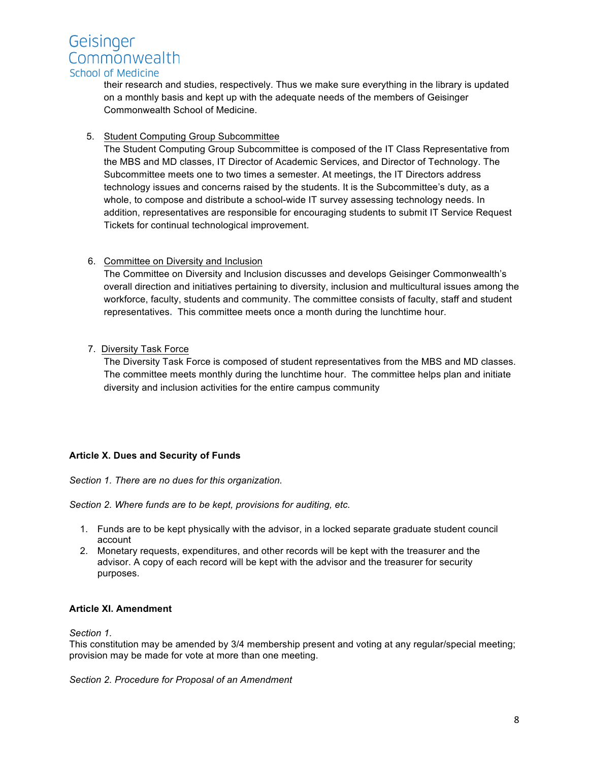their research and studies, respectively. Thus we make sure everything in the library is updated on a monthly basis and kept up with the adequate needs of the members of Geisinger Commonwealth School of Medicine.

5. Student Computing Group Subcommittee
   The Student Computing Group Subcommittee is composed of the IT Class Representative from the MBS and MD classes, IT Director of Academic Services, and Director of Technology. The Subcommittee meets one to two times a semester. At meetings, the IT Directors address technology issues and concerns raised by the students. It is the Subcommittee's duty, as a whole, to compose and distribute a school-wide IT survey assessing technology needs. In addition, representatives are responsible for encouraging students to submit IT Service Request Tickets for continual technological improvement.

6. Committee on Diversity and Inclusion
   The Committee on Diversity and Inclusion discusses and develops Geisinger Commonwealth's overall direction and initiatives pertaining to diversity, inclusion and multicultural issues among the workforce, faculty, students and community. The committee consists of faculty, staff and student representatives. This committee meets once a month during the lunchtime hour.

7. Diversity Task Force
   The Diversity Task Force is composed of student representatives from the MBS and MD classes. The committee meets monthly during the lunchtime hour. The committee helps plan and initiate diversity and inclusion activities for the entire campus community

**Article X. Dues and Security of Funds**

*Section 1. There are no dues for this organization.*

*Section 2. Where funds are to be kept, provisions for auditing, etc.*

1. Funds are to be kept physically with the advisor, in a locked separate graduate student council account
2. Monetary requests, expenditures, and other records will be kept with the treasurer and the advisor. A copy of each record will be kept with the advisor and the treasurer for security purposes.

**Article XI. Amendment**

*Section 1.*
This constitution may be amended by 3/4 membership present and voting at any regular/special meeting; provision may be made for vote at more than one meeting.

*Section 2. Procedure for Proposal of an Amendment*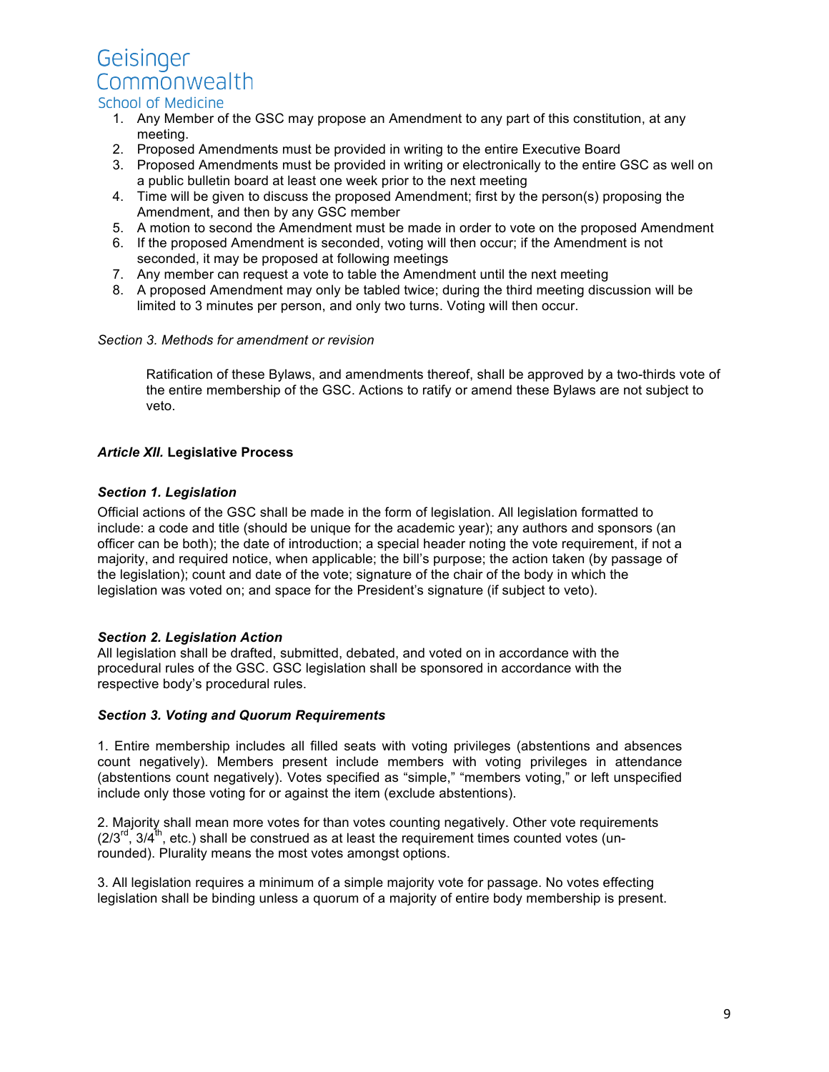1. Any Member of the GSC may propose an Amendment to any part of this constitution, at any meeting.
2. Proposed Amendments must be provided in writing to the entire Executive Board
3. Proposed Amendments must be provided in writing or electronically to the entire GSC as well on a public bulletin board at least one week prior to the next meeting
4. Time will be given to discuss the proposed Amendment; first by the person(s) proposing the Amendment, and then by any GSC member
5. A motion to second the Amendment must be made in order to vote on the proposed Amendment
6. If the proposed Amendment is seconded, voting will then occur; if the Amendment is not seconded, it may be proposed at following meetings
7. Any member can request a vote to table the Amendment until the next meeting
8. A proposed Amendment may only be tabled twice; during the third meeting discussion will be limited to 3 minutes per person, and only two turns. Voting will then occur.

*Section 3. Methods for amendment or revision*

Ratification of these Bylaws, and amendments thereof, shall be approved by a two-thirds vote of the entire membership of the GSC. Actions to ratify or amend these Bylaws are not subject to veto.

### *Article XII.* Legislative Process

#### *Section 1. Legislation*

Official actions of the GSC shall be made in the form of legislation. All legislation formatted to include: a code and title (should be unique for the academic year); any authors and sponsors (an officer can be both); the date of introduction; a special header noting the vote requirement, if not a majority, and required notice, when applicable; the bill's purpose; the action taken (by passage of the legislation); count and date of the vote; signature of the chair of the body in which the legislation was voted on; and space for the President's signature (if subject to veto).

#### *Section 2. Legislation Action*

All legislation shall be drafted, submitted, debated, and voted on in accordance with the procedural rules of the GSC. GSC legislation shall be sponsored in accordance with the respective body's procedural rules.

#### *Section 3. Voting and Quorum Requirements*

1. Entire membership includes all filled seats with voting privileges (abstentions and absences count negatively). Members present include members with voting privileges in attendance (abstentions count negatively). Votes specified as "simple," "members voting," or left unspecified include only those voting for or against the item (exclude abstentions).

2. Majority shall mean more votes for than votes counting negatively. Other vote requirements (2/3rd, 3/4th, etc.) shall be construed as at least the requirement times counted votes (un-rounded). Plurality means the most votes amongst options.

3. All legislation requires a minimum of a simple majority vote for passage. No votes effecting legislation shall be binding unless a quorum of a majority of entire body membership is present.